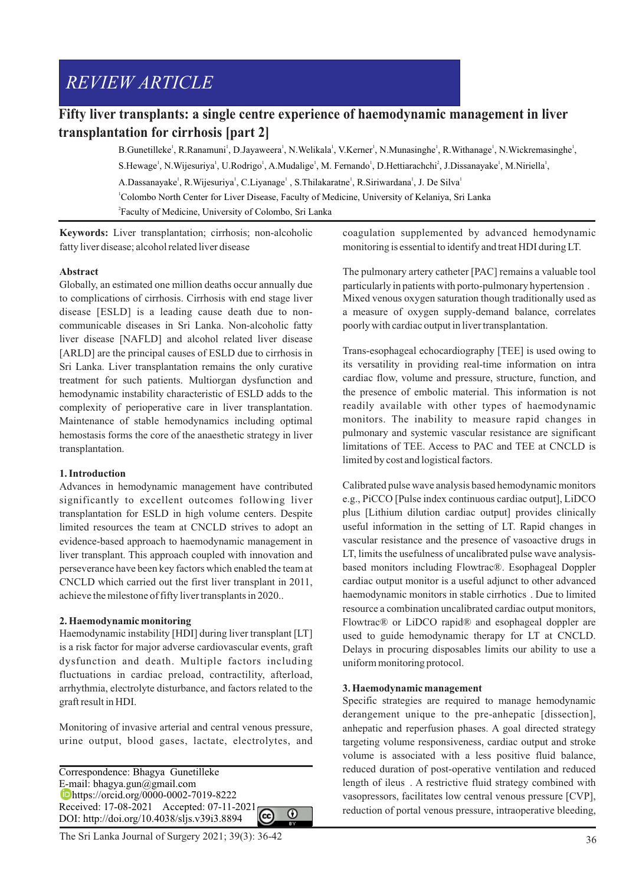REVIEW ARTICLE

# Fifty liver transplants: a single centre experience of haemodynamic management in liver transplantation for cirrhosis [part 2]

B.Gunetilleke[1], R.Ranamuni[1], D.Jayaweera[1], N.Welikala[1], V.Kerner[1], N.Munasinghe[1], R.Withanage[1], N.Wickremasinghe[1], S.Hewage[1], N.Wijesuriya[1], U.Rodrigo[1], A.Mudalige[1], M. Fernando[1], D.Hettiarachchi[2], J.Dissanayake[1], M.Niriella[1], A.Dassanayake[1], R.Wijesuriya[1], C.Liyanage[1], S.Thilakaratne[1], R.Siriwardana[1], J. De Silva[1]

[1]Colombo North Center for Liver Disease, Faculty of Medicine, University of Kelaniya, Sri Lanka

[2]Faculty of Medicine, University of Colombo, Sri Lanka

**Keywords:** Liver transplantation; cirrhosis; non-alcoholic fatty liver disease; alcohol related liver disease

## Abstract

Globally, an estimated one million deaths occur annually due to complications of cirrhosis. Cirrhosis with end stage liver disease [ESLD] is a leading cause death due to non-communicable diseases in Sri Lanka. Non-alcoholic fatty liver disease [NAFLD] and alcohol related liver disease [ARLD] are the principal causes of ESLD due to cirrhosis in Sri Lanka. Liver transplantation remains the only curative treatment for such patients. Multiorgan dysfunction and hemodynamic instability characteristic of ESLD adds to the complexity of perioperative care in liver transplantation. Maintenance of stable hemodynamics including optimal hemostasis forms the core of the anaesthetic strategy in liver transplantation.

## 1. Introduction

Advances in hemodynamic management have contributed significantly to excellent outcomes following liver transplantation for ESLD in high volume centers. Despite limited resources the team at CNCLD strives to adopt an evidence-based approach to haemodynamic management in liver transplant. This approach coupled with innovation and perseverance have been key factors which enabled the team at CNCLD which carried out the first liver transplant in 2011, achieve the milestone of fifty liver transplants in 2020..

## 2. Haemodynamic monitoring

Haemodynamic instability [HDI] during liver transplant [LT] is a risk factor for major adverse cardiovascular events, graft dysfunction and death. Multiple factors including fluctuations in cardiac preload, contractility, afterload, arrhythmia, electrolyte disturbance, and factors related to the graft result in HDI.

Monitoring of invasive arterial and central venous pressure, urine output, blood gases, lactate, electrolytes, and coagulation supplemented by advanced hemodynamic monitoring is essential to identify and treat HDI during LT.

The pulmonary artery catheter [PAC] remains a valuable tool particularly in patients with porto-pulmonary hypertension . Mixed venous oxygen saturation though traditionally used as a measure of oxygen supply-demand balance, correlates poorly with cardiac output in liver transplantation.

Trans-esophageal echocardiography [TEE] is used owing to its versatility in providing real-time information on intra cardiac flow, volume and pressure, structure, function, and the presence of embolic material. This information is not readily available with other types of haemodynamic monitors. The inability to measure rapid changes in pulmonary and systemic vascular resistance are significant limitations of TEE. Access to PAC and TEE at CNCLD is limited by cost and logistical factors.

Calibrated pulse wave analysis based hemodynamic monitors e.g., PiCCO [Pulse index continuous cardiac output], LiDCO plus [Lithium dilution cardiac output] provides clinically useful information in the setting of LT. Rapid changes in vascular resistance and the presence of vasoactive drugs in LT, limits the usefulness of uncalibrated pulse wave analysis-based monitors including Flowtrac®. Esophageal Doppler cardiac output monitor is a useful adjunct to other advanced haemodynamic monitors in stable cirrhotics . Due to limited resource a combination uncalibrated cardiac output monitors, Flowtrac® or LiDCO rapid® and esophageal doppler are used to guide hemodynamic therapy for LT at CNCLD. Delays in procuring disposables limits our ability to use a uniform monitoring protocol.

## 3. Haemodynamic management

Specific strategies are required to manage hemodynamic derangement unique to the pre-anhepatic [dissection], anhepatic and reperfusion phases. A goal directed strategy targeting volume responsiveness, cardiac output and stroke volume is associated with a less positive fluid balance, reduced duration of post-operative ventilation and reduced length of ileus . A restrictive fluid strategy combined with vasopressors, facilitates low central venous pressure [CVP], reduction of portal venous pressure, intraoperative bleeding,

Correspondence: Bhagya Gunetilleke
E-mail: bhagya.gun@gmail.com
https://orcid.org/0000-0002-7019-8222
Received: 17-08-2021 Accepted: 07-11-2021
DOI: http://doi.org/10.4038/sljs.v39i3.8894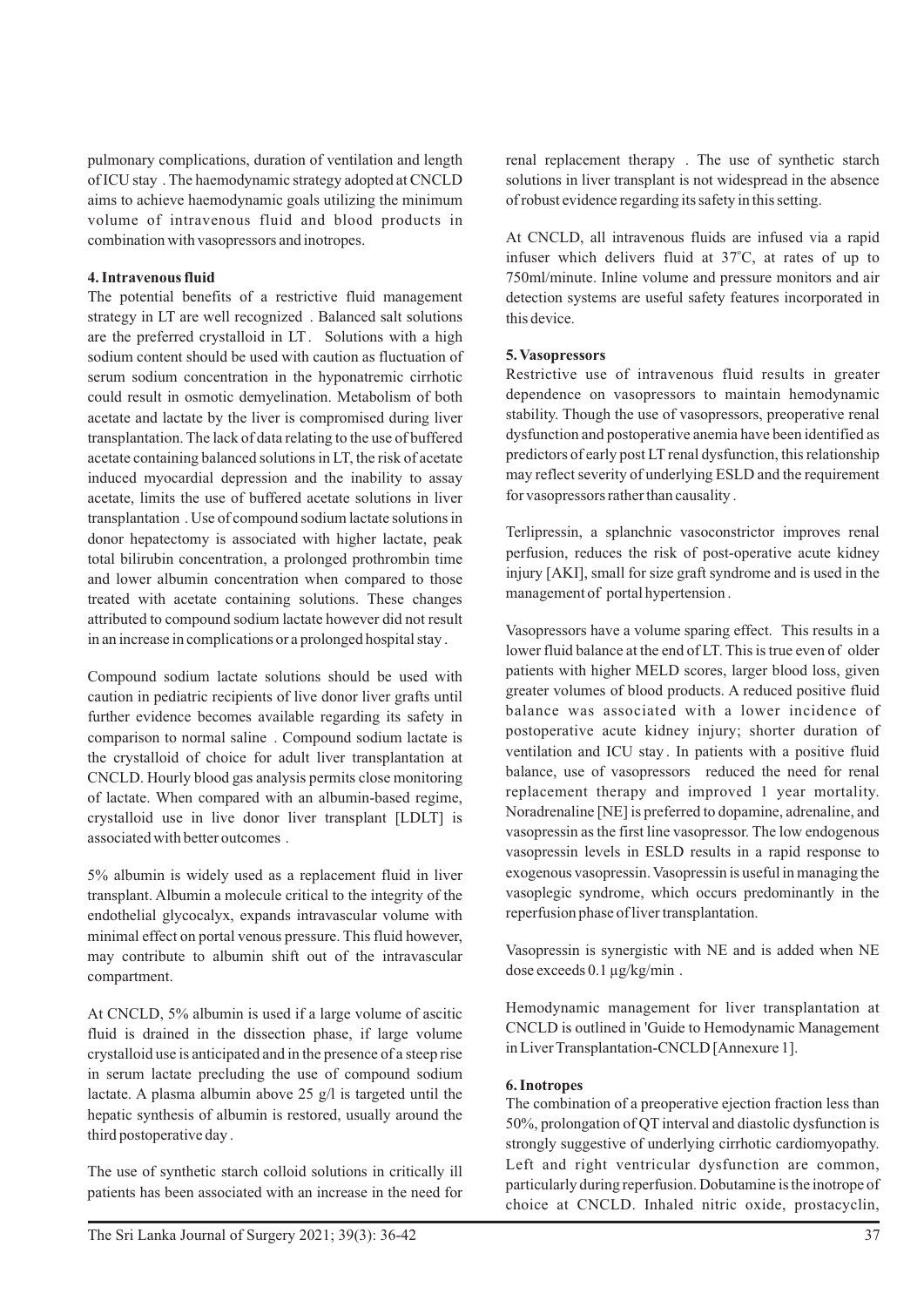pulmonary complications, duration of ventilation and length of ICU stay . The haemodynamic strategy adopted at CNCLD aims to achieve haemodynamic goals utilizing the minimum volume of intravenous fluid and blood products in combination with vasopressors and inotropes.

#### 4. Intravenous fluid

The potential benefits of a restrictive fluid management strategy in LT are well recognized . Balanced salt solutions are the preferred crystalloid in LT . Solutions with a high sodium content should be used with caution as fluctuation of serum sodium concentration in the hyponatremic cirrhotic could result in osmotic demyelination. Metabolism of both acetate and lactate by the liver is compromised during liver transplantation. The lack of data relating to the use of buffered acetate containing balanced solutions in LT, the risk of acetate induced myocardial depression and the inability to assay acetate, limits the use of buffered acetate solutions in liver transplantation . Use of compound sodium lactate solutions in donor hepatectomy is associated with higher lactate, peak total bilirubin concentration, a prolonged prothrombin time and lower albumin concentration when compared to those treated with acetate containing solutions. These changes attributed to compound sodium lactate however did not result in an increase in complications or a prolonged hospital stay .

Compound sodium lactate solutions should be used with caution in pediatric recipients of live donor liver grafts until further evidence becomes available regarding its safety in comparison to normal saline . Compound sodium lactate is the crystalloid of choice for adult liver transplantation at CNCLD. Hourly blood gas analysis permits close monitoring of lactate. When compared with an albumin-based regime, crystalloid use in live donor liver transplant [LDLT] is associated with better outcomes .

5% albumin is widely used as a replacement fluid in liver transplant. Albumin a molecule critical to the integrity of the endothelial glycocalyx, expands intravascular volume with minimal effect on portal venous pressure. This fluid however, may contribute to albumin shift out of the intravascular compartment.

At CNCLD, 5% albumin is used if a large volume of ascitic fluid is drained in the dissection phase, if large volume crystalloid use is anticipated and in the presence of a steep rise in serum lactate precluding the use of compound sodium lactate. A plasma albumin above 25 g/l is targeted until the hepatic synthesis of albumin is restored, usually around the third postoperative day .

The use of synthetic starch colloid solutions in critically ill patients has been associated with an increase in the need for renal replacement therapy . The use of synthetic starch solutions in liver transplant is not widespread in the absence of robust evidence regarding its safety in this setting.

At CNCLD, all intravenous fluids are infused via a rapid infuser which delivers fluid at 37°C, at rates of up to 750ml/minute. Inline volume and pressure monitors and air detection systems are useful safety features incorporated in this device.

#### 5. Vasopressors

Restrictive use of intravenous fluid results in greater dependence on vasopressors to maintain hemodynamic stability. Though the use of vasopressors, preoperative renal dysfunction and postoperative anemia have been identified as predictors of early post LT renal dysfunction, this relationship may reflect severity of underlying ESLD and the requirement for vasopressors rather than causality .

Terlipressin, a splanchnic vasoconstrictor improves renal perfusion, reduces the risk of post-operative acute kidney injury [AKI], small for size graft syndrome and is used in the management of portal hypertension .

Vasopressors have a volume sparing effect. This results in a lower fluid balance at the end of LT. This is true even of older patients with higher MELD scores, larger blood loss, given greater volumes of blood products. A reduced positive fluid balance was associated with a lower incidence of postoperative acute kidney injury; shorter duration of ventilation and ICU stay . In patients with a positive fluid balance, use of vasopressors reduced the need for renal replacement therapy and improved 1 year mortality. Noradrenaline [NE] is preferred to dopamine, adrenaline, and vasopressin as the first line vasopressor. The low endogenous vasopressin levels in ESLD results in a rapid response to exogenous vasopressin. Vasopressin is useful in managing the vasoplegic syndrome, which occurs predominantly in the reperfusion phase of liver transplantation.

Vasopressin is synergistic with NE and is added when NE dose exceeds 0.1 µg/kg/min .

Hemodynamic management for liver transplantation at CNCLD is outlined in 'Guide to Hemodynamic Management in Liver Transplantation-CNCLD [Annexure 1].

#### 6. Inotropes

The combination of a preoperative ejection fraction less than 50%, prolongation of QT interval and diastolic dysfunction is strongly suggestive of underlying cirrhotic cardiomyopathy. Left and right ventricular dysfunction are common, particularly during reperfusion. Dobutamine is the inotrope of choice at CNCLD. Inhaled nitric oxide, prostacyclin,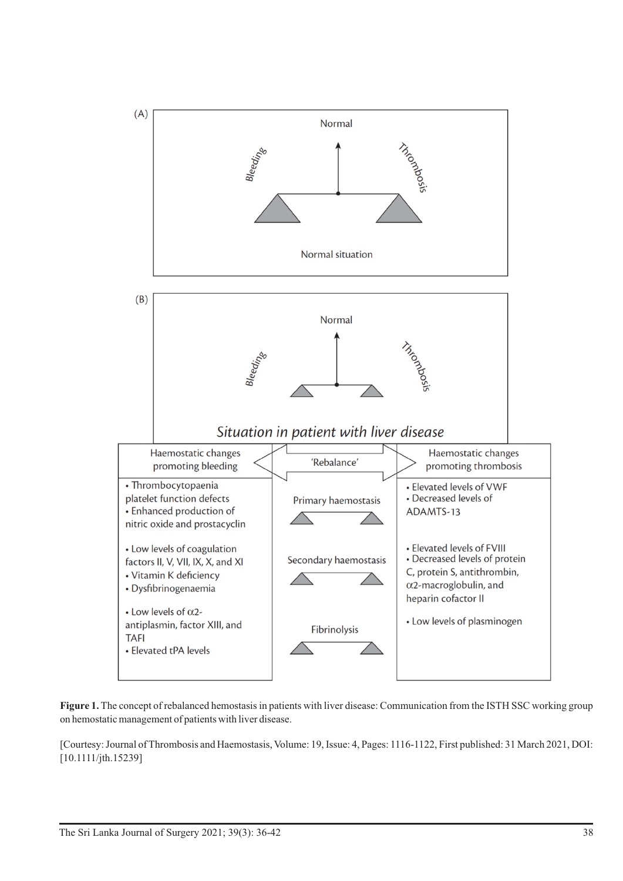(A)

Normal

Bleeding — Thrombosis

Normal situation

(B)

Normal

Bleeding — Thrombosis

*Situation in patient with liver disease*

| Haemostatic changes promoting bleeding | 'Rebalance' | Haemostatic changes promoting thrombosis |
|---|---|---|
| • Thrombocytopaenia platelet function defects<br>• Enhanced production of nitric oxide and prostacyclin | Primary haemostasis | • Elevated levels of VWF<br>• Decreased levels of ADAMTS-13 |
| • Low levels of coagulation factors II, V, VII, IX, X, and XI<br>• Vitamin K deficiency<br>• Dysfibrinogenaemia | Secondary haemostasis | • Elevated levels of FVIII<br>• Decreased levels of protein C, protein S, antithrombin, $\alpha$2-macroglobulin, and heparin cofactor II |
| • Low levels of $\alpha$2-antiplasmin, factor XIII, and TAFI<br>• Elevated tPA levels | Fibrinolysis | • Low levels of plasminogen |

**Figure 1.** The concept of rebalanced hemostasis in patients with liver disease: Communication from the ISTH SSC working group on hemostatic management of patients with liver disease.

[Courtesy: Journal of Thrombosis and Haemostasis, Volume: 19, Issue: 4, Pages: 1116-1122, First published: 31 March 2021, DOI: [10.1111/jth.15239]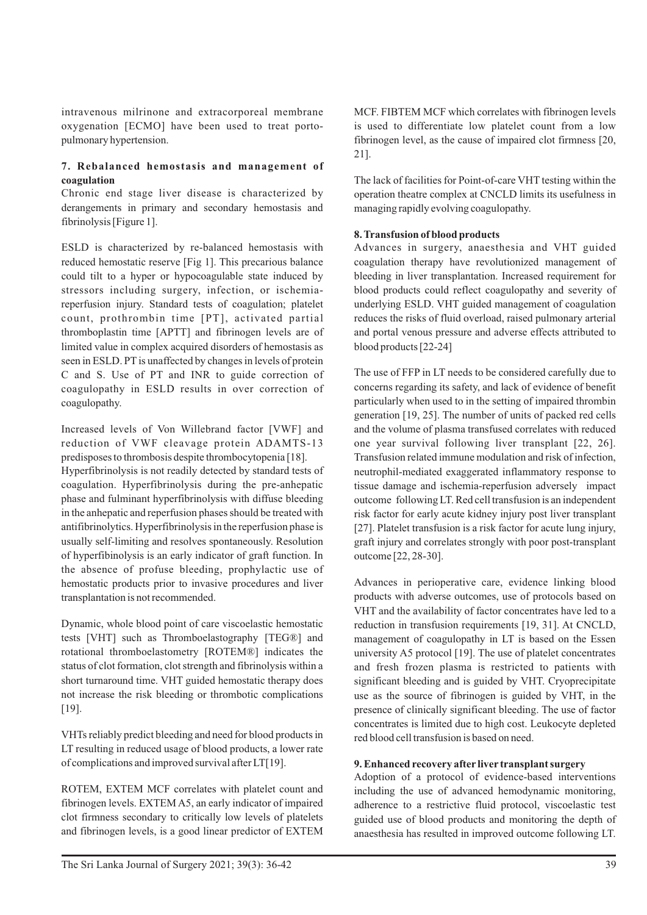intravenous milrinone and extracorporeal membrane oxygenation [ECMO] have been used to treat porto-pulmonary hypertension.

### 7. Rebalanced hemostasis and management of coagulation

Chronic end stage liver disease is characterized by derangements in primary and secondary hemostasis and fibrinolysis [Figure 1].

ESLD is characterized by re-balanced hemostasis with reduced hemostatic reserve [Fig 1]. This precarious balance could tilt to a hyper or hypocoagulable state induced by stressors including surgery, infection, or ischemia-reperfusion injury. Standard tests of coagulation; platelet count, prothrombin time [PT], activated partial thromboplastin time [APTT] and fibrinogen levels are of limited value in complex acquired disorders of hemostasis as seen in ESLD. PT is unaffected by changes in levels of protein C and S. Use of PT and INR to guide correction of coagulopathy in ESLD results in over correction of coagulopathy.

Increased levels of Von Willebrand factor [VWF] and reduction of VWF cleavage protein ADAMTS-13 predisposes to thrombosis despite thrombocytopenia [18]. Hyperfibrinolysis is not readily detected by standard tests of coagulation. Hyperfibrinolysis during the pre-anhepatic phase and fulminant hyperfibrinolysis with diffuse bleeding in the anhepatic and reperfusion phases should be treated with antifibrinolytics. Hyperfibrinolysis in the reperfusion phase is usually self-limiting and resolves spontaneously. Resolution of hyperfibinolysis is an early indicator of graft function. In the absence of profuse bleeding, prophylactic use of hemostatic products prior to invasive procedures and liver transplantation is not recommended.

Dynamic, whole blood point of care viscoelastic hemostatic tests [VHT] such as Thromboelastography [TEG®] and rotational thromboelastometry [ROTEM®] indicates the status of clot formation, clot strength and fibrinolysis within a short turnaround time. VHT guided hemostatic therapy does not increase the risk bleeding or thrombotic complications [19].

VHTs reliably predict bleeding and need for blood products in LT resulting in reduced usage of blood products, a lower rate of complications and improved survival after LT[19].

ROTEM, EXTEM MCF correlates with platelet count and fibrinogen levels. EXTEM A5, an early indicator of impaired clot firmness secondary to critically low levels of platelets and fibrinogen levels, is a good linear predictor of EXTEM MCF. FIBTEM MCF which correlates with fibrinogen levels is used to differentiate low platelet count from a low fibrinogen level, as the cause of impaired clot firmness [20, 21].

The lack of facilities for Point-of-care VHT testing within the operation theatre complex at CNCLD limits its usefulness in managing rapidly evolving coagulopathy.

### 8. Transfusion of blood products

Advances in surgery, anaesthesia and VHT guided coagulation therapy have revolutionized management of bleeding in liver transplantation. Increased requirement for blood products could reflect coagulopathy and severity of underlying ESLD. VHT guided management of coagulation reduces the risks of fluid overload, raised pulmonary arterial and portal venous pressure and adverse effects attributed to blood products [22-24]

The use of FFP in LT needs to be considered carefully due to concerns regarding its safety, and lack of evidence of benefit particularly when used to in the setting of impaired thrombin generation [19, 25]. The number of units of packed red cells and the volume of plasma transfused correlates with reduced one year survival following liver transplant [22, 26]. Transfusion related immune modulation and risk of infection, neutrophil-mediated exaggerated inflammatory response to tissue damage and ischemia-reperfusion adversely impact outcome following LT. Red cell transfusion is an independent risk factor for early acute kidney injury post liver transplant [27]. Platelet transfusion is a risk factor for acute lung injury, graft injury and correlates strongly with poor post-transplant outcome [22, 28-30].

Advances in perioperative care, evidence linking blood products with adverse outcomes, use of protocols based on VHT and the availability of factor concentrates have led to a reduction in transfusion requirements [19, 31]. At CNCLD, management of coagulopathy in LT is based on the Essen university A5 protocol [19]. The use of platelet concentrates and fresh frozen plasma is restricted to patients with significant bleeding and is guided by VHT. Cryoprecipitate use as the source of fibrinogen is guided by VHT, in the presence of clinically significant bleeding. The use of factor concentrates is limited due to high cost. Leukocyte depleted red blood cell transfusion is based on need.

### 9. Enhanced recovery after liver transplant surgery

Adoption of a protocol of evidence-based interventions including the use of advanced hemodynamic monitoring, adherence to a restrictive fluid protocol, viscoelastic test guided use of blood products and monitoring the depth of anaesthesia has resulted in improved outcome following LT.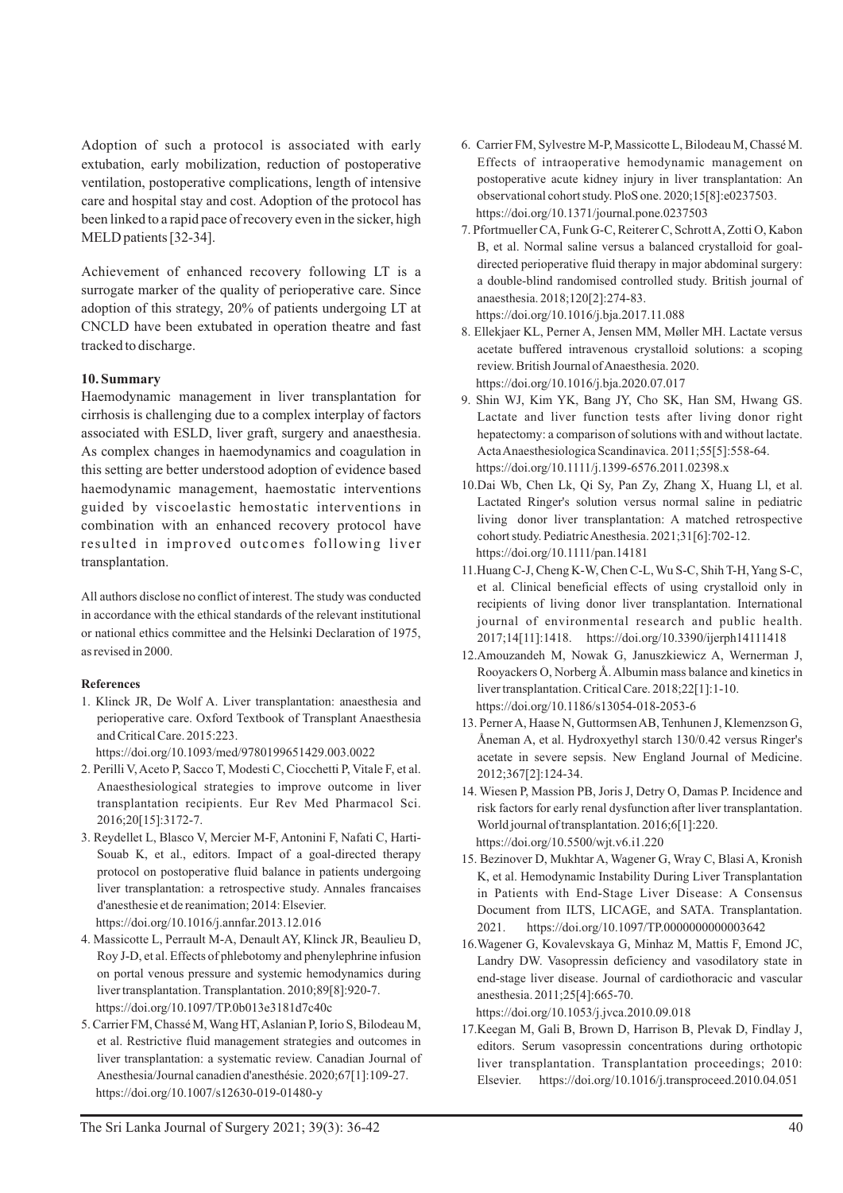Adoption of such a protocol is associated with early extubation, early mobilization, reduction of postoperative ventilation, postoperative complications, length of intensive care and hospital stay and cost. Adoption of the protocol has been linked to a rapid pace of recovery even in the sicker, high MELD patients [32-34].

Achievement of enhanced recovery following LT is a surrogate marker of the quality of perioperative care. Since adoption of this strategy, 20% of patients undergoing LT at CNCLD have been extubated in operation theatre and fast tracked to discharge.

## 10. Summary

Haemodynamic management in liver transplantation for cirrhosis is challenging due to a complex interplay of factors associated with ESLD, liver graft, surgery and anaesthesia. As complex changes in haemodynamics and coagulation in this setting are better understood adoption of evidence based haemodynamic management, haemostatic interventions guided by viscoelastic hemostatic interventions in combination with an enhanced recovery protocol have resulted in improved outcomes following liver transplantation.

All authors disclose no conflict of interest. The study was conducted in accordance with the ethical standards of the relevant institutional or national ethics committee and the Helsinki Declaration of 1975, as revised in 2000.

### References

1. Klinck JR, De Wolf A. Liver transplantation: anaesthesia and perioperative care. Oxford Textbook of Transplant Anaesthesia and Critical Care. 2015:223. https://doi.org/10.1093/med/9780199651429.003.0022
2. Perilli V, Aceto P, Sacco T, Modesti C, Ciocchetti P, Vitale F, et al. Anaesthesiological strategies to improve outcome in liver transplantation recipients. Eur Rev Med Pharmacol Sci. 2016;20[15]:3172-7.
3. Reydellet L, Blasco V, Mercier M-F, Antonini F, Nafati C, Harti-Souab K, et al., editors. Impact of a goal-directed therapy protocol on postoperative fluid balance in patients undergoing liver transplantation: a retrospective study. Annales francaises d'anesthesie et de reanimation; 2014: Elsevier. https://doi.org/10.1016/j.annfar.2013.12.016
4. Massicotte L, Perrault M-A, Denault AY, Klinck JR, Beaulieu D, Roy J-D, et al. Effects of phlebotomy and phenylephrine infusion on portal venous pressure and systemic hemodynamics during liver transplantation. Transplantation. 2010;89[8]:920-7. https://doi.org/10.1097/TP.0b013e3181d7c40c
5. Carrier FM, Chassé M, Wang HT, Aslanian P, Iorio S, Bilodeau M, et al. Restrictive fluid management strategies and outcomes in liver transplantation: a systematic review. Canadian Journal of Anesthesia/Journal canadien d'anesthésie. 2020;67[1]:109-27. https://doi.org/10.1007/s12630-019-01480-y
6. Carrier FM, Sylvestre M-P, Massicotte L, Bilodeau M, Chassé M. Effects of intraoperative hemodynamic management on postoperative acute kidney injury in liver transplantation: An observational cohort study. PloS one. 2020;15[8]:e0237503. https://doi.org/10.1371/journal.pone.0237503
7. Pfortmueller CA, Funk G-C, Reiterer C, Schrott A, Zotti O, Kabon B, et al. Normal saline versus a balanced crystalloid for goal-directed perioperative fluid therapy in major abdominal surgery: a double-blind randomised controlled study. British journal of anaesthesia. 2018;120[2]:274-83. https://doi.org/10.1016/j.bja.2017.11.088
8. Ellekjaer KL, Perner A, Jensen MM, Møller MH. Lactate versus acetate buffered intravenous crystalloid solutions: a scoping review. British Journal of Anaesthesia. 2020. https://doi.org/10.1016/j.bja.2020.07.017
9. Shin WJ, Kim YK, Bang JY, Cho SK, Han SM, Hwang GS. Lactate and liver function tests after living donor right hepatectomy: a comparison of solutions with and without lactate. Acta Anaesthesiologica Scandinavica. 2011;55[5]:558-64. https://doi.org/10.1111/j.1399-6576.2011.02398.x
10. Dai Wb, Chen Lk, Qi Sy, Pan Zy, Zhang X, Huang Ll, et al. Lactated Ringer's solution versus normal saline in pediatric living donor liver transplantation: A matched retrospective cohort study. Pediatric Anesthesia. 2021;31[6]:702-12. https://doi.org/10.1111/pan.14181
11. Huang C-J, Cheng K-W, Chen C-L, Wu S-C, Shih T-H, Yang S-C, et al. Clinical beneficial effects of using crystalloid only in recipients of living donor liver transplantation. International journal of environmental research and public health. 2017;14[11]:1418. https://doi.org/10.3390/ijerph14111418
12. Amouzandeh M, Nowak G, Januszkiewicz A, Wernerman J, Rooyackers O, Norberg Å. Albumin mass balance and kinetics in liver transplantation. Critical Care. 2018;22[1]:1-10. https://doi.org/10.1186/s13054-018-2053-6
13. Perner A, Haase N, Guttormsen AB, Tenhunen J, Klemenzson G, Åneman A, et al. Hydroxyethyl starch 130/0.42 versus Ringer's acetate in severe sepsis. New England Journal of Medicine. 2012;367[2]:124-34.
14. Wiesen P, Massion PB, Joris J, Detry O, Damas P. Incidence and risk factors for early renal dysfunction after liver transplantation. World journal of transplantation. 2016;6[1]:220. https://doi.org/10.5500/wjt.v6.i1.220
15. Bezinover D, Mukhtar A, Wagener G, Wray C, Blasi A, Kronish K, et al. Hemodynamic Instability During Liver Transplantation in Patients with End-Stage Liver Disease: A Consensus Document from ILTS, LICAGE, and SATA. Transplantation. 2021. https://doi.org/10.1097/TP.0000000000003642
16. Wagener G, Kovalevskaya G, Minhaz M, Mattis F, Emond JC, Landry DW. Vasopressin deficiency and vasodilatory state in end-stage liver disease. Journal of cardiothoracic and vascular anesthesia. 2011;25[4]:665-70. https://doi.org/10.1053/j.jvca.2010.09.018
17. Keegan M, Gali B, Brown D, Harrison B, Plevak D, Findlay J, editors. Serum vasopressin concentrations during orthotopic liver transplantation. Transplantation proceedings; 2010: Elsevier. https://doi.org/10.1016/j.transproceed.2010.04.051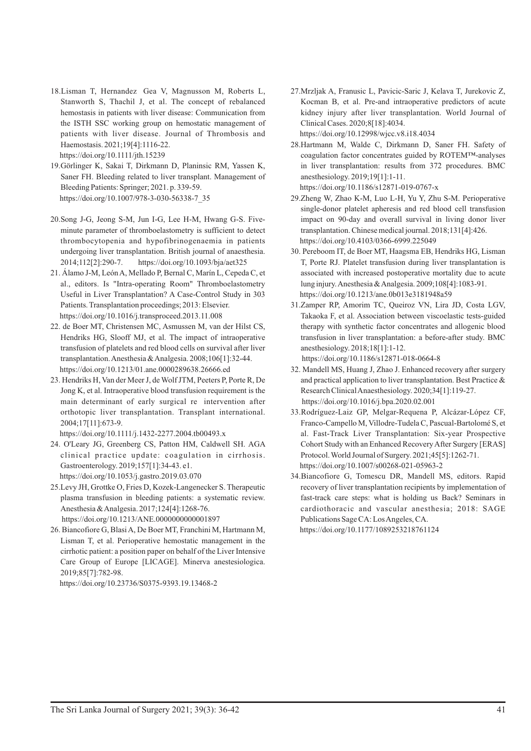18. Lisman T, Hernandez Gea V, Magnusson M, Roberts L, Stanworth S, Thachil J, et al. The concept of rebalanced hemostasis in patients with liver disease: Communication from the ISTH SSC working group on hemostatic management of patients with liver disease. Journal of Thrombosis and Haemostasis. 2021;19[4]:1116-22. https://doi.org/10.1111/jth.15239
19. Görlinger K, Sakai T, Dirkmann D, Planinsic RM, Yassen K, Saner FH. Bleeding related to liver transplant. Management of Bleeding Patients: Springer; 2021. p. 339-59. https://doi.org/10.1007/978-3-030-56338-7_35
20. Song J-G, Jeong S-M, Jun I-G, Lee H-M, Hwang G-S. Five-minute parameter of thromboelastometry is sufficient to detect thrombocytopenia and hypofibrinogenaemia in patients undergoing liver transplantation. British journal of anaesthesia. 2014;112[2]:290-7. https://doi.org/10.1093/bja/aet325
21. Álamo J-M, León A, Mellado P, Bernal C, Marín L, Cepeda C, et al., editors. Is "Intra-operating Room" Thromboelastometry Useful in Liver Transplantation? A Case-Control Study in 303 Patients. Transplantation proceedings; 2013: Elsevier. https://doi.org/10.1016/j.transproceed.2013.11.008
22. de Boer MT, Christensen MC, Asmussen M, van der Hilst CS, Hendriks HG, Slooff MJ, et al. The impact of intraoperative transfusion of platelets and red blood cells on survival after liver transplantation. Anesthesia & Analgesia. 2008;106[1]:32-44. https://doi.org/10.1213/01.ane.0000289638.26666.ed
23. Hendriks H, Van der Meer J, de Wolf JTM, Peeters P, Porte R, De Jong K, et al. Intraoperative blood transfusion requirement is the main determinant of early surgical re intervention after orthotopic liver transplantation. Transplant international. 2004;17[11]:673-9. https://doi.org/10.1111/j.1432-2277.2004.tb00493.x
24. O'Leary JG, Greenberg CS, Patton HM, Caldwell SH. AGA clinical practice update: coagulation in cirrhosis. Gastroenterology. 2019;157[1]:34-43. e1. https://doi.org/10.1053/j.gastro.2019.03.070
25. Levy JH, Grottke O, Fries D, Kozek-Langenecker S. Therapeutic plasma transfusion in bleeding patients: a systematic review. Anesthesia & Analgesia. 2017;124[4]:1268-76. https://doi.org/10.1213/ANE.0000000000001897
26. Biancofiore G, Blasi A, De Boer MT, Franchini M, Hartmann M, Lisman T, et al. Perioperative hemostatic management in the cirrhotic patient: a position paper on behalf of the Liver Intensive Care Group of Europe [LICAGE]. Minerva anestesiologica. 2019;85[7]:782-98. https://doi.org/10.23736/S0375-9393.19.13468-2
27. Mrzljak A, Franusic L, Pavicic-Saric J, Kelava T, Jurekovic Z, Kocman B, et al. Pre-and intraoperative predictors of acute kidney injury after liver transplantation. World Journal of Clinical Cases. 2020;8[18]:4034. https://doi.org/10.12998/wjcc.v8.i18.4034
28. Hartmann M, Walde C, Dirkmann D, Saner FH. Safety of coagulation factor concentrates guided by ROTEM™-analyses in liver transplantation: results from 372 procedures. BMC anesthesiology. 2019;19[1]:1-11. https://doi.org/10.1186/s12871-019-0767-x
29. Zheng W, Zhao K-M, Luo L-H, Yu Y, Zhu S-M. Perioperative single-donor platelet apheresis and red blood cell transfusion impact on 90-day and overall survival in living donor liver transplantation. Chinese medical journal. 2018;131[4]:426. https://doi.org/10.4103/0366-6999.225049
30. Pereboom IT, de Boer MT, Haagsma EB, Hendriks HG, Lisman T, Porte RJ. Platelet transfusion during liver transplantation is associated with increased postoperative mortality due to acute lung injury. Anesthesia & Analgesia. 2009;108[4]:1083-91. https://doi.org/10.1213/ane.0b013e3181948a59
31. Zamper RP, Amorim TC, Queiroz VN, Lira JD, Costa LGV, Takaoka F, et al. Association between viscoelastic tests-guided therapy with synthetic factor concentrates and allogenic blood transfusion in liver transplantation: a before-after study. BMC anesthesiology. 2018;18[1]:1-12. https://doi.org/10.1186/s12871-018-0664-8
32. Mandell MS, Huang J, Zhao J. Enhanced recovery after surgery and practical application to liver transplantation. Best Practice & Research Clinical Anaesthesiology. 2020;34[1]:119-27. https://doi.org/10.1016/j.bpa.2020.02.001
33. Rodríguez-Laiz GP, Melgar-Requena P, Alcázar-López CF, Franco-Campello M, Villodre-Tudela C, Pascual-Bartolomé S, et al. Fast-Track Liver Transplantation: Six-year Prospective Cohort Study with an Enhanced Recovery After Surgery [ERAS] Protocol. World Journal of Surgery. 2021;45[5]:1262-71. https://doi.org/10.1007/s00268-021-05963-2
34. Biancofiore G, Tomescu DR, Mandell MS, editors. Rapid recovery of liver transplantation recipients by implementation of fast-track care steps: what is holding us Back? Seminars in cardiothoracic and vascular anesthesia; 2018: SAGE Publications Sage CA: Los Angeles, CA. https://doi.org/10.1177/1089253218761124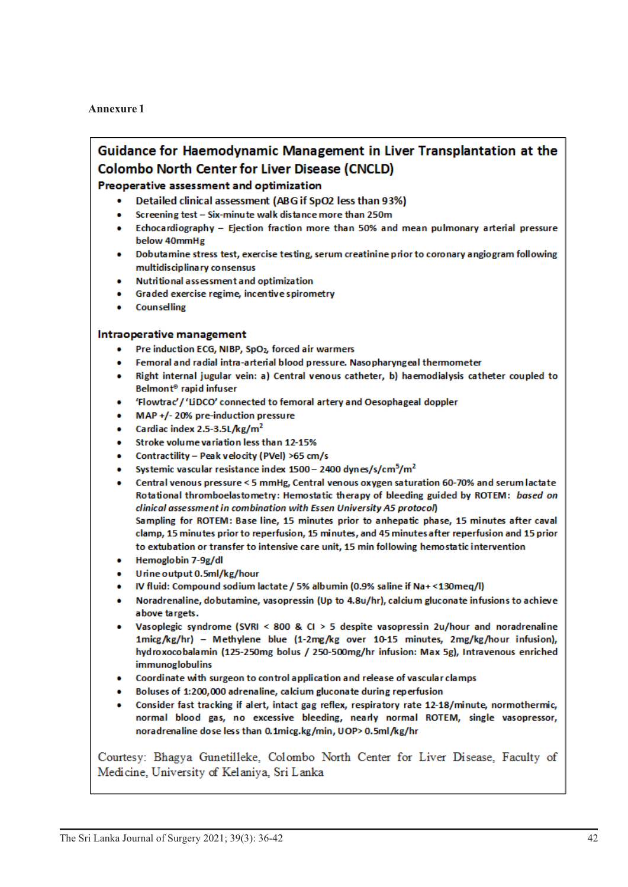**Annexure 1**

## Guidance for Haemodynamic Management in Liver Transplantation at the Colombo North Center for Liver Disease (CNCLD)

### Preoperative assessment and optimization

- Detailed clinical assessment (ABG if SpO2 less than 93%)
- Screening test – Six-minute walk distance more than 250m
- Echocardiography – Ejection fraction more than 50% and mean pulmonary arterial pressure below 40mmHg
- Dobutamine stress test, exercise testing, serum creatinine prior to coronary angiogram following multidisciplinary consensus
- Nutritional assessment and optimization
- Graded exercise regime, incentive spirometry
- Counselling

### Intraoperative management

- Pre induction ECG, NIBP, $SpO_2$, forced air warmers
- Femoral and radial intra-arterial blood pressure. Nasopharyngeal thermometer
- Right internal jugular vein: a) Central venous catheter, b) haemodialysis catheter coupled to Belmont® rapid infuser
- 'Flowtrac'/'LiDCO' connected to femoral artery and Oesophageal doppler
- MAP +/- 20% pre-induction pressure
- Cardiac index 2.5-3.5L/kg/$m^2$
- Stroke volume variation less than 12-15%
- Contractility – Peak velocity (PVel) >65 cm/s
- Systemic vascular resistance index 1500 – 2400 dynes/s/$cm^5$/$m^2$
- Central venous pressure < 5 mmHg, Central venous oxygen saturation 60-70% and serum lactate Rotational thromboelastometry: Hemostatic therapy of bleeding guided by ROTEM: *based on clinical assessment in combination with Essen University A5 protocol)*
  Sampling for ROTEM: Base line, 15 minutes prior to anhepatic phase, 15 minutes after caval clamp, 15 minutes prior to reperfusion, 15 minutes, and 45 minutes after reperfusion and 15 prior to extubation or transfer to intensive care unit, 15 min following hemostatic intervention
- Hemoglobin 7-9g/dl
- Urine output 0.5ml/kg/hour
- IV fluid: Compound sodium lactate / 5% albumin (0.9% saline if Na+ <130meq/l)
- Noradrenaline, dobutamine, vasopressin (Up to 4.8u/hr), calcium gluconate infusions to achieve above targets.
- Vasoplegic syndrome (SVRI < 800 & CI > 5 despite vasopressin 2u/hour and noradrenaline 1micg/kg/hr) – Methylene blue (1-2mg/kg over 10-15 minutes, 2mg/kg/hour infusion), hydroxocobalamin (125-250mg bolus / 250-500mg/hr infusion: Max 5g), Intravenous enriched immunoglobulins
- Coordinate with surgeon to control application and release of vascular clamps
- Boluses of 1:200,000 adrenaline, calcium gluconate during reperfusion
- Consider fast tracking if alert, intact gag reflex, respiratory rate 12-18/minute, normothermic, normal blood gas, no excessive bleeding, nearly normal ROTEM, single vasopressor, noradrenaline dose less than 0.1micg.kg/min, UOP> 0.5ml/kg/hr

Courtesy: Bhagya Gunetilleke, Colombo North Center for Liver Disease, Faculty of Medicine, University of Kelaniya, Sri Lanka